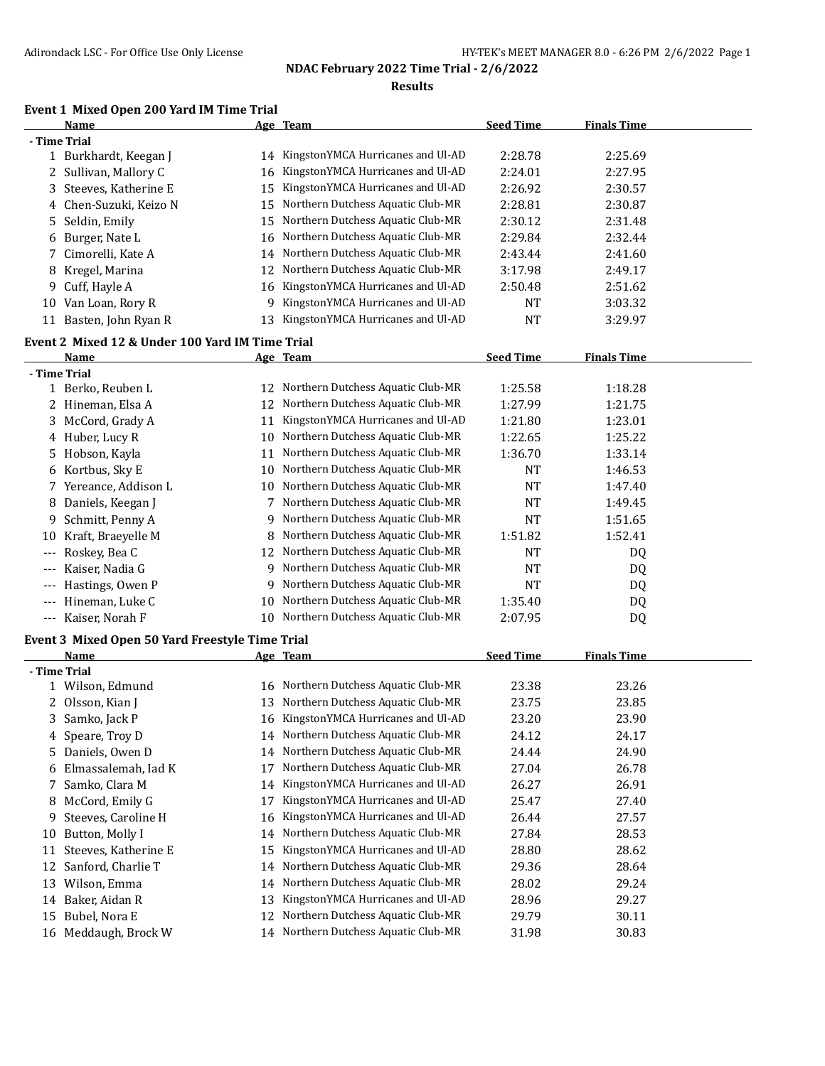## NDAC February 2022 Time Trial - 2/6/2022

### Results

**Event 1 Mixed Open 200 Yard IM Time Trial**

| | Name | Age | Team | Seed Time | Finals Time |
|---|---|---|---|---|---|
| - Time Trial | | | | | |
| 1 | Burkhardt, Keegan J | 14 | KingstonYMCA Hurricanes and Ul-AD | 2:28.78 | 2:25.69 |
| 2 | Sullivan, Mallory C | 16 | KingstonYMCA Hurricanes and Ul-AD | 2:24.01 | 2:27.95 |
| 3 | Steeves, Katherine E | 15 | KingstonYMCA Hurricanes and Ul-AD | 2:26.92 | 2:30.57 |
| 4 | Chen-Suzuki, Keizo N | 15 | Northern Dutchess Aquatic Club-MR | 2:28.81 | 2:30.87 |
| 5 | Seldin, Emily | 15 | Northern Dutchess Aquatic Club-MR | 2:30.12 | 2:31.48 |
| 6 | Burger, Nate L | 16 | Northern Dutchess Aquatic Club-MR | 2:29.84 | 2:32.44 |
| 7 | Cimorelli, Kate A | 14 | Northern Dutchess Aquatic Club-MR | 2:43.44 | 2:41.60 |
| 8 | Kregel, Marina | 12 | Northern Dutchess Aquatic Club-MR | 3:17.98 | 2:49.17 |
| 9 | Cuff, Hayle A | 16 | KingstonYMCA Hurricanes and Ul-AD | 2:50.48 | 2:51.62 |
| 10 | Van Loan, Rory R | 9 | KingstonYMCA Hurricanes and Ul-AD | NT | 3:03.32 |
| 11 | Basten, John Ryan R | 13 | KingstonYMCA Hurricanes and Ul-AD | NT | 3:29.97 |

**Event 2 Mixed 12 & Under 100 Yard IM Time Trial**

| | Name | Age | Team | Seed Time | Finals Time |
|---|---|---|---|---|---|
| - Time Trial | | | | | |
| 1 | Berko, Reuben L | 12 | Northern Dutchess Aquatic Club-MR | 1:25.58 | 1:18.28 |
| 2 | Hineman, Elsa A | 12 | Northern Dutchess Aquatic Club-MR | 1:27.99 | 1:21.75 |
| 3 | McCord, Grady A | 11 | KingstonYMCA Hurricanes and Ul-AD | 1:21.80 | 1:23.01 |
| 4 | Huber, Lucy R | 10 | Northern Dutchess Aquatic Club-MR | 1:22.65 | 1:25.22 |
| 5 | Hobson, Kayla | 11 | Northern Dutchess Aquatic Club-MR | 1:36.70 | 1:33.14 |
| 6 | Kortbus, Sky E | 10 | Northern Dutchess Aquatic Club-MR | NT | 1:46.53 |
| 7 | Yereance, Addison L | 10 | Northern Dutchess Aquatic Club-MR | NT | 1:47.40 |
| 8 | Daniels, Keegan J | 7 | Northern Dutchess Aquatic Club-MR | NT | 1:49.45 |
| 9 | Schmitt, Penny A | 9 | Northern Dutchess Aquatic Club-MR | NT | 1:51.65 |
| 10 | Kraft, Braeyelle M | 8 | Northern Dutchess Aquatic Club-MR | 1:51.82 | 1:52.41 |
| --- | Roskey, Bea C | 12 | Northern Dutchess Aquatic Club-MR | NT | DQ |
| --- | Kaiser, Nadia G | 9 | Northern Dutchess Aquatic Club-MR | NT | DQ |
| --- | Hastings, Owen P | 9 | Northern Dutchess Aquatic Club-MR | NT | DQ |
| --- | Hineman, Luke C | 10 | Northern Dutchess Aquatic Club-MR | 1:35.40 | DQ |
| --- | Kaiser, Norah F | 10 | Northern Dutchess Aquatic Club-MR | 2:07.95 | DQ |

**Event 3 Mixed Open 50 Yard Freestyle Time Trial**

| | Name | Age | Team | Seed Time | Finals Time |
|---|---|---|---|---|---|
| - Time Trial | | | | | |
| 1 | Wilson, Edmund | 16 | Northern Dutchess Aquatic Club-MR | 23.38 | 23.26 |
| 2 | Olsson, Kian J | 13 | Northern Dutchess Aquatic Club-MR | 23.75 | 23.85 |
| 3 | Samko, Jack P | 16 | KingstonYMCA Hurricanes and Ul-AD | 23.20 | 23.90 |
| 4 | Speare, Troy D | 14 | Northern Dutchess Aquatic Club-MR | 24.12 | 24.17 |
| 5 | Daniels, Owen D | 14 | Northern Dutchess Aquatic Club-MR | 24.44 | 24.90 |
| 6 | Elmassalemah, Iad K | 17 | Northern Dutchess Aquatic Club-MR | 27.04 | 26.78 |
| 7 | Samko, Clara M | 14 | KingstonYMCA Hurricanes and Ul-AD | 26.27 | 26.91 |
| 8 | McCord, Emily G | 17 | KingstonYMCA Hurricanes and Ul-AD | 25.47 | 27.40 |
| 9 | Steeves, Caroline H | 16 | KingstonYMCA Hurricanes and Ul-AD | 26.44 | 27.57 |
| 10 | Button, Molly I | 14 | Northern Dutchess Aquatic Club-MR | 27.84 | 28.53 |
| 11 | Steeves, Katherine E | 15 | KingstonYMCA Hurricanes and Ul-AD | 28.80 | 28.62 |
| 12 | Sanford, Charlie T | 14 | Northern Dutchess Aquatic Club-MR | 29.36 | 28.64 |
| 13 | Wilson, Emma | 14 | Northern Dutchess Aquatic Club-MR | 28.02 | 29.24 |
| 14 | Baker, Aidan R | 13 | KingstonYMCA Hurricanes and Ul-AD | 28.96 | 29.27 |
| 15 | Bubel, Nora E | 12 | Northern Dutchess Aquatic Club-MR | 29.79 | 30.11 |
| 16 | Meddaugh, Brock W | 14 | Northern Dutchess Aquatic Club-MR | 31.98 | 30.83 |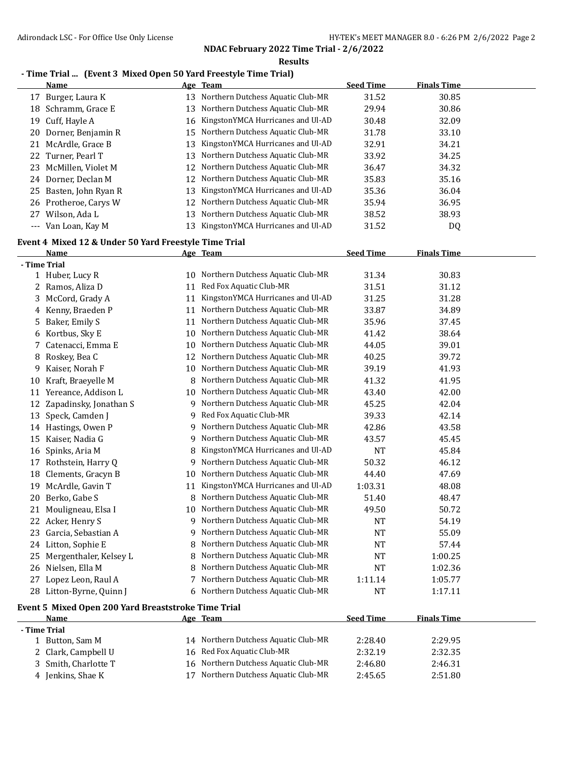**NDAC February 2022 Time Trial - 2/6/2022**

**Results**

### - Time Trial ... (Event 3 Mixed Open 50 Yard Freestyle Time Trial)

| | Name | Age | Team | Seed Time | Finals Time |
|---|---|---|---|---|---|
| 17 | Burger, Laura K | 13 | Northern Dutchess Aquatic Club-MR | 31.52 | 30.85 |
| 18 | Schramm, Grace E | 13 | Northern Dutchess Aquatic Club-MR | 29.94 | 30.86 |
| 19 | Cuff, Hayle A | 16 | KingstonYMCA Hurricanes and Ul-AD | 30.48 | 32.09 |
| 20 | Dorner, Benjamin R | 15 | Northern Dutchess Aquatic Club-MR | 31.78 | 33.10 |
| 21 | McArdle, Grace B | 13 | KingstonYMCA Hurricanes and Ul-AD | 32.91 | 34.21 |
| 22 | Turner, Pearl T | 13 | Northern Dutchess Aquatic Club-MR | 33.92 | 34.25 |
| 23 | McMillen, Violet M | 12 | Northern Dutchess Aquatic Club-MR | 36.47 | 34.32 |
| 24 | Dorner, Declan M | 12 | Northern Dutchess Aquatic Club-MR | 35.83 | 35.16 |
| 25 | Basten, John Ryan R | 13 | KingstonYMCA Hurricanes and Ul-AD | 35.36 | 36.04 |
| 26 | Protheroe, Carys W | 12 | Northern Dutchess Aquatic Club-MR | 35.94 | 36.95 |
| 27 | Wilson, Ada L | 13 | Northern Dutchess Aquatic Club-MR | 38.52 | 38.93 |
| --- | Van Loan, Kay M | 13 | KingstonYMCA Hurricanes and Ul-AD | 31.52 | DQ |

### Event 4 Mixed 12 & Under 50 Yard Freestyle Time Trial

| | Name | Age | Team | Seed Time | Finals Time |
|---|---|---|---|---|---|
| **- Time Trial** | | | | | |
| 1 | Huber, Lucy R | 10 | Northern Dutchess Aquatic Club-MR | 31.34 | 30.83 |
| 2 | Ramos, Aliza D | 11 | Red Fox Aquatic Club-MR | 31.51 | 31.12 |
| 3 | McCord, Grady A | 11 | KingstonYMCA Hurricanes and Ul-AD | 31.25 | 31.28 |
| 4 | Kenny, Braeden P | 11 | Northern Dutchess Aquatic Club-MR | 33.87 | 34.89 |
| 5 | Baker, Emily S | 11 | Northern Dutchess Aquatic Club-MR | 35.96 | 37.45 |
| 6 | Kortbus, Sky E | 10 | Northern Dutchess Aquatic Club-MR | 41.42 | 38.64 |
| 7 | Catenacci, Emma E | 10 | Northern Dutchess Aquatic Club-MR | 44.05 | 39.01 |
| 8 | Roskey, Bea C | 12 | Northern Dutchess Aquatic Club-MR | 40.25 | 39.72 |
| 9 | Kaiser, Norah F | 10 | Northern Dutchess Aquatic Club-MR | 39.19 | 41.93 |
| 10 | Kraft, Braeyelle M | 8 | Northern Dutchess Aquatic Club-MR | 41.32 | 41.95 |
| 11 | Yereance, Addison L | 10 | Northern Dutchess Aquatic Club-MR | 43.40 | 42.00 |
| 12 | Zapadinsky, Jonathan S | 9 | Northern Dutchess Aquatic Club-MR | 45.25 | 42.04 |
| 13 | Speck, Camden J | 9 | Red Fox Aquatic Club-MR | 39.33 | 42.14 |
| 14 | Hastings, Owen P | 9 | Northern Dutchess Aquatic Club-MR | 42.86 | 43.58 |
| 15 | Kaiser, Nadia G | 9 | Northern Dutchess Aquatic Club-MR | 43.57 | 45.45 |
| 16 | Spinks, Aria M | 8 | KingstonYMCA Hurricanes and Ul-AD | NT | 45.84 |
| 17 | Rothstein, Harry Q | 9 | Northern Dutchess Aquatic Club-MR | 50.32 | 46.12 |
| 18 | Clements, Gracyn B | 10 | Northern Dutchess Aquatic Club-MR | 44.40 | 47.69 |
| 19 | McArdle, Gavin T | 11 | KingstonYMCA Hurricanes and Ul-AD | 1:03.31 | 48.08 |
| 20 | Berko, Gabe S | 8 | Northern Dutchess Aquatic Club-MR | 51.40 | 48.47 |
| 21 | Mouligneau, Elsa I | 10 | Northern Dutchess Aquatic Club-MR | 49.50 | 50.72 |
| 22 | Acker, Henry S | 9 | Northern Dutchess Aquatic Club-MR | NT | 54.19 |
| 23 | Garcia, Sebastian A | 9 | Northern Dutchess Aquatic Club-MR | NT | 55.09 |
| 24 | Litton, Sophie E | 8 | Northern Dutchess Aquatic Club-MR | NT | 57.44 |
| 25 | Mergenthaler, Kelsey L | 8 | Northern Dutchess Aquatic Club-MR | NT | 1:00.25 |
| 26 | Nielsen, Ella M | 8 | Northern Dutchess Aquatic Club-MR | NT | 1:02.36 |
| 27 | Lopez Leon, Raul A | 7 | Northern Dutchess Aquatic Club-MR | 1:11.14 | 1:05.77 |
| 28 | Litton-Byrne, Quinn J | 6 | Northern Dutchess Aquatic Club-MR | NT | 1:17.11 |

### Event 5 Mixed Open 200 Yard Breaststroke Time Trial

| | Name | Age | Team | Seed Time | Finals Time |
|---|---|---|---|---|---|
| **- Time Trial** | | | | | |
| 1 | Button, Sam M | 14 | Northern Dutchess Aquatic Club-MR | 2:28.40 | 2:29.95 |
| 2 | Clark, Campbell U | 16 | Red Fox Aquatic Club-MR | 2:32.19 | 2:32.35 |
| 3 | Smith, Charlotte T | 16 | Northern Dutchess Aquatic Club-MR | 2:46.80 | 2:46.31 |
| 4 | Jenkins, Shae K | 17 | Northern Dutchess Aquatic Club-MR | 2:45.65 | 2:51.80 |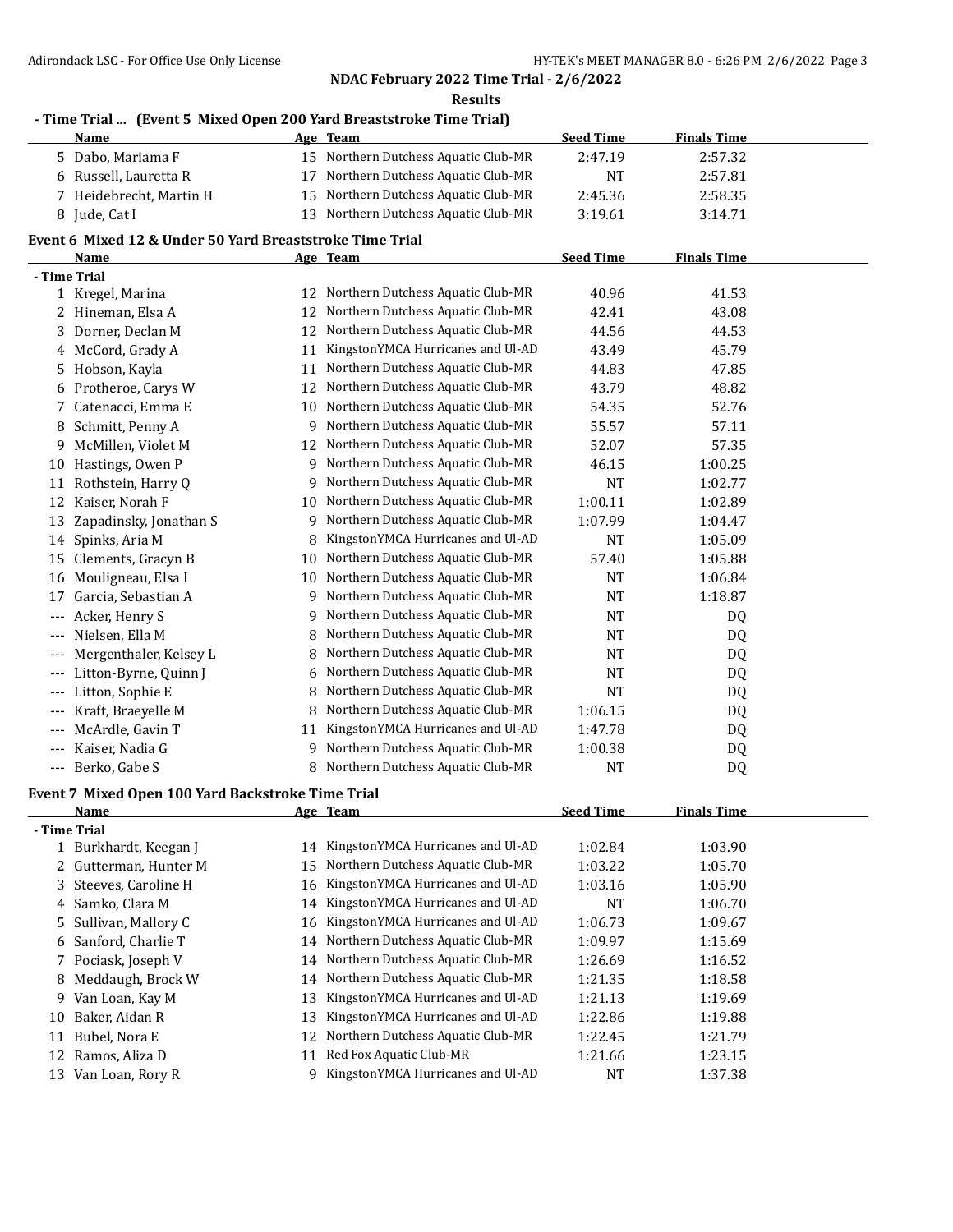## NDAC February 2022 Time Trial - 2/6/2022

### Results

#### - Time Trial ... (Event 5 Mixed Open 200 Yard Breaststroke Time Trial)

| | Name | Age | Team | Seed Time | Finals Time |
|---|---|---|---|---|---|
| 5 | Dabo, Mariama F | 15 | Northern Dutchess Aquatic Club-MR | 2:47.19 | 2:57.32 |
| 6 | Russell, Lauretta R | 17 | Northern Dutchess Aquatic Club-MR | NT | 2:57.81 |
| 7 | Heidebrecht, Martin H | 15 | Northern Dutchess Aquatic Club-MR | 2:45.36 | 2:58.35 |
| 8 | Jude, Cat I | 13 | Northern Dutchess Aquatic Club-MR | 3:19.61 | 3:14.71 |

#### Event 6 Mixed 12 & Under 50 Yard Breaststroke Time Trial

| | Name | Age | Team | Seed Time | Finals Time |
|---|---|---|---|---|---|
| **- Time Trial** | | | | | |
| 1 | Kregel, Marina | 12 | Northern Dutchess Aquatic Club-MR | 40.96 | 41.53 |
| 2 | Hineman, Elsa A | 12 | Northern Dutchess Aquatic Club-MR | 42.41 | 43.08 |
| 3 | Dorner, Declan M | 12 | Northern Dutchess Aquatic Club-MR | 44.56 | 44.53 |
| 4 | McCord, Grady A | 11 | KingstonYMCA Hurricanes and Ul-AD | 43.49 | 45.79 |
| 5 | Hobson, Kayla | 11 | Northern Dutchess Aquatic Club-MR | 44.83 | 47.85 |
| 6 | Protheroe, Carys W | 12 | Northern Dutchess Aquatic Club-MR | 43.79 | 48.82 |
| 7 | Catenacci, Emma E | 10 | Northern Dutchess Aquatic Club-MR | 54.35 | 52.76 |
| 8 | Schmitt, Penny A | 9 | Northern Dutchess Aquatic Club-MR | 55.57 | 57.11 |
| 9 | McMillen, Violet M | 12 | Northern Dutchess Aquatic Club-MR | 52.07 | 57.35 |
| 10 | Hastings, Owen P | 9 | Northern Dutchess Aquatic Club-MR | 46.15 | 1:00.25 |
| 11 | Rothstein, Harry Q | 9 | Northern Dutchess Aquatic Club-MR | NT | 1:02.77 |
| 12 | Kaiser, Norah F | 10 | Northern Dutchess Aquatic Club-MR | 1:00.11 | 1:02.89 |
| 13 | Zapadinsky, Jonathan S | 9 | Northern Dutchess Aquatic Club-MR | 1:07.99 | 1:04.47 |
| 14 | Spinks, Aria M | 8 | KingstonYMCA Hurricanes and Ul-AD | NT | 1:05.09 |
| 15 | Clements, Gracyn B | 10 | Northern Dutchess Aquatic Club-MR | 57.40 | 1:05.88 |
| 16 | Mouligneau, Elsa I | 10 | Northern Dutchess Aquatic Club-MR | NT | 1:06.84 |
| 17 | Garcia, Sebastian A | 9 | Northern Dutchess Aquatic Club-MR | NT | 1:18.87 |
| --- | Acker, Henry S | 9 | Northern Dutchess Aquatic Club-MR | NT | DQ |
| --- | Nielsen, Ella M | 8 | Northern Dutchess Aquatic Club-MR | NT | DQ |
| --- | Mergenthaler, Kelsey L | 8 | Northern Dutchess Aquatic Club-MR | NT | DQ |
| --- | Litton-Byrne, Quinn J | 6 | Northern Dutchess Aquatic Club-MR | NT | DQ |
| --- | Litton, Sophie E | 8 | Northern Dutchess Aquatic Club-MR | NT | DQ |
| --- | Kraft, Braeyelle M | 8 | Northern Dutchess Aquatic Club-MR | 1:06.15 | DQ |
| --- | McArdle, Gavin T | 11 | KingstonYMCA Hurricanes and Ul-AD | 1:47.78 | DQ |
| --- | Kaiser, Nadia G | 9 | Northern Dutchess Aquatic Club-MR | 1:00.38 | DQ |
| --- | Berko, Gabe S | 8 | Northern Dutchess Aquatic Club-MR | NT | DQ |

#### Event 7 Mixed Open 100 Yard Backstroke Time Trial

| | Name | Age | Team | Seed Time | Finals Time |
|---|---|---|---|---|---|
| **- Time Trial** | | | | | |
| 1 | Burkhardt, Keegan J | 14 | KingstonYMCA Hurricanes and Ul-AD | 1:02.84 | 1:03.90 |
| 2 | Gutterman, Hunter M | 15 | Northern Dutchess Aquatic Club-MR | 1:03.22 | 1:05.70 |
| 3 | Steeves, Caroline H | 16 | KingstonYMCA Hurricanes and Ul-AD | 1:03.16 | 1:05.90 |
| 4 | Samko, Clara M | 14 | KingstonYMCA Hurricanes and Ul-AD | NT | 1:06.70 |
| 5 | Sullivan, Mallory C | 16 | KingstonYMCA Hurricanes and Ul-AD | 1:06.73 | 1:09.67 |
| 6 | Sanford, Charlie T | 14 | Northern Dutchess Aquatic Club-MR | 1:09.97 | 1:15.69 |
| 7 | Pociask, Joseph V | 14 | Northern Dutchess Aquatic Club-MR | 1:26.69 | 1:16.52 |
| 8 | Meddaugh, Brock W | 14 | Northern Dutchess Aquatic Club-MR | 1:21.35 | 1:18.58 |
| 9 | Van Loan, Kay M | 13 | KingstonYMCA Hurricanes and Ul-AD | 1:21.13 | 1:19.69 |
| 10 | Baker, Aidan R | 13 | KingstonYMCA Hurricanes and Ul-AD | 1:22.86 | 1:19.88 |
| 11 | Bubel, Nora E | 12 | Northern Dutchess Aquatic Club-MR | 1:22.45 | 1:21.79 |
| 12 | Ramos, Aliza D | 11 | Red Fox Aquatic Club-MR | 1:21.66 | 1:23.15 |
| 13 | Van Loan, Rory R | 9 | KingstonYMCA Hurricanes and Ul-AD | NT | 1:37.38 |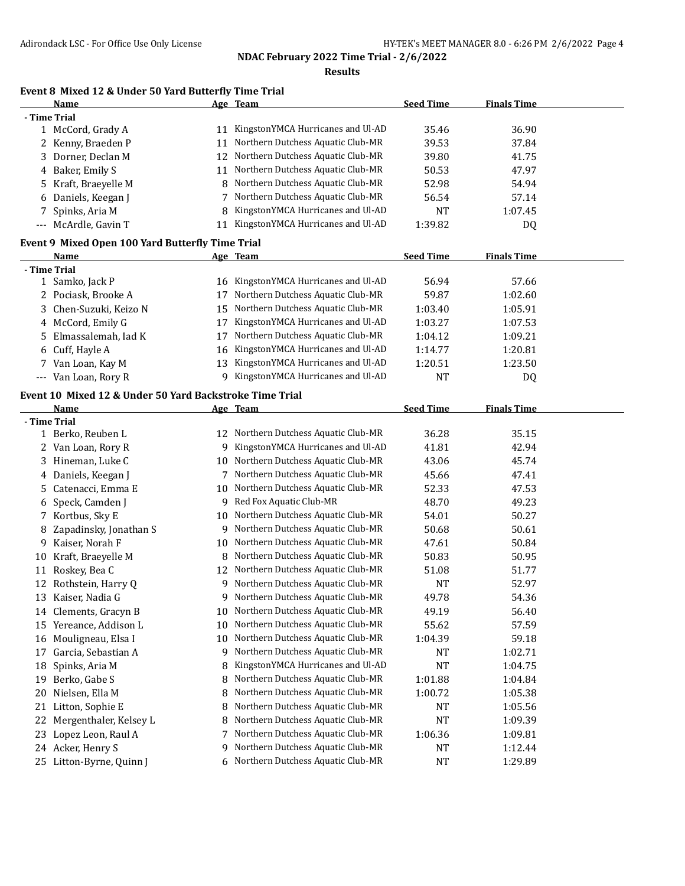## NDAC February 2022 Time Trial - 2/6/2022

### Results

### Event 8 Mixed 12 & Under 50 Yard Butterfly Time Trial

| | Name | Age | Team | Seed Time | Finals Time |
|---|---|---|---|---|---|
| - Time Trial | | | | | |
| 1 | McCord, Grady A | 11 | KingstonYMCA Hurricanes and Ul-AD | 35.46 | 36.90 |
| 2 | Kenny, Braeden P | 11 | Northern Dutchess Aquatic Club-MR | 39.53 | 37.84 |
| 3 | Dorner, Declan M | 12 | Northern Dutchess Aquatic Club-MR | 39.80 | 41.75 |
| 4 | Baker, Emily S | 11 | Northern Dutchess Aquatic Club-MR | 50.53 | 47.97 |
| 5 | Kraft, Braeyelle M | 8 | Northern Dutchess Aquatic Club-MR | 52.98 | 54.94 |
| 6 | Daniels, Keegan J | 7 | Northern Dutchess Aquatic Club-MR | 56.54 | 57.14 |
| 7 | Spinks, Aria M | 8 | KingstonYMCA Hurricanes and Ul-AD | NT | 1:07.45 |
| --- | McArdle, Gavin T | 11 | KingstonYMCA Hurricanes and Ul-AD | 1:39.82 | DQ |

### Event 9 Mixed Open 100 Yard Butterfly Time Trial

| | Name | Age | Team | Seed Time | Finals Time |
|---|---|---|---|---|---|
| - Time Trial | | | | | |
| 1 | Samko, Jack P | 16 | KingstonYMCA Hurricanes and Ul-AD | 56.94 | 57.66 |
| 2 | Pociask, Brooke A | 17 | Northern Dutchess Aquatic Club-MR | 59.87 | 1:02.60 |
| 3 | Chen-Suzuki, Keizo N | 15 | Northern Dutchess Aquatic Club-MR | 1:03.40 | 1:05.91 |
| 4 | McCord, Emily G | 17 | KingstonYMCA Hurricanes and Ul-AD | 1:03.27 | 1:07.53 |
| 5 | Elmassalemah, Iad K | 17 | Northern Dutchess Aquatic Club-MR | 1:04.12 | 1:09.21 |
| 6 | Cuff, Hayle A | 16 | KingstonYMCA Hurricanes and Ul-AD | 1:14.77 | 1:20.81 |
| 7 | Van Loan, Kay M | 13 | KingstonYMCA Hurricanes and Ul-AD | 1:20.51 | 1:23.50 |
| --- | Van Loan, Rory R | 9 | KingstonYMCA Hurricanes and Ul-AD | NT | DQ |

### Event 10 Mixed 12 & Under 50 Yard Backstroke Time Trial

| | Name | Age | Team | Seed Time | Finals Time |
|---|---|---|---|---|---|
| - Time Trial | | | | | |
| 1 | Berko, Reuben L | 12 | Northern Dutchess Aquatic Club-MR | 36.28 | 35.15 |
| 2 | Van Loan, Rory R | 9 | KingstonYMCA Hurricanes and Ul-AD | 41.81 | 42.94 |
| 3 | Hineman, Luke C | 10 | Northern Dutchess Aquatic Club-MR | 43.06 | 45.74 |
| 4 | Daniels, Keegan J | 7 | Northern Dutchess Aquatic Club-MR | 45.66 | 47.41 |
| 5 | Catenacci, Emma E | 10 | Northern Dutchess Aquatic Club-MR | 52.33 | 47.53 |
| 6 | Speck, Camden J | 9 | Red Fox Aquatic Club-MR | 48.70 | 49.23 |
| 7 | Kortbus, Sky E | 10 | Northern Dutchess Aquatic Club-MR | 54.01 | 50.27 |
| 8 | Zapadinsky, Jonathan S | 9 | Northern Dutchess Aquatic Club-MR | 50.68 | 50.61 |
| 9 | Kaiser, Norah F | 10 | Northern Dutchess Aquatic Club-MR | 47.61 | 50.84 |
| 10 | Kraft, Braeyelle M | 8 | Northern Dutchess Aquatic Club-MR | 50.83 | 50.95 |
| 11 | Roskey, Bea C | 12 | Northern Dutchess Aquatic Club-MR | 51.08 | 51.77 |
| 12 | Rothstein, Harry Q | 9 | Northern Dutchess Aquatic Club-MR | NT | 52.97 |
| 13 | Kaiser, Nadia G | 9 | Northern Dutchess Aquatic Club-MR | 49.78 | 54.36 |
| 14 | Clements, Gracyn B | 10 | Northern Dutchess Aquatic Club-MR | 49.19 | 56.40 |
| 15 | Yereance, Addison L | 10 | Northern Dutchess Aquatic Club-MR | 55.62 | 57.59 |
| 16 | Mouligneau, Elsa I | 10 | Northern Dutchess Aquatic Club-MR | 1:04.39 | 59.18 |
| 17 | Garcia, Sebastian A | 9 | Northern Dutchess Aquatic Club-MR | NT | 1:02.71 |
| 18 | Spinks, Aria M | 8 | KingstonYMCA Hurricanes and Ul-AD | NT | 1:04.75 |
| 19 | Berko, Gabe S | 8 | Northern Dutchess Aquatic Club-MR | 1:01.88 | 1:04.84 |
| 20 | Nielsen, Ella M | 8 | Northern Dutchess Aquatic Club-MR | 1:00.72 | 1:05.38 |
| 21 | Litton, Sophie E | 8 | Northern Dutchess Aquatic Club-MR | NT | 1:05.56 |
| 22 | Mergenthaler, Kelsey L | 8 | Northern Dutchess Aquatic Club-MR | NT | 1:09.39 |
| 23 | Lopez Leon, Raul A | 7 | Northern Dutchess Aquatic Club-MR | 1:06.36 | 1:09.81 |
| 24 | Acker, Henry S | 9 | Northern Dutchess Aquatic Club-MR | NT | 1:12.44 |
| 25 | Litton-Byrne, Quinn J | 6 | Northern Dutchess Aquatic Club-MR | NT | 1:29.89 |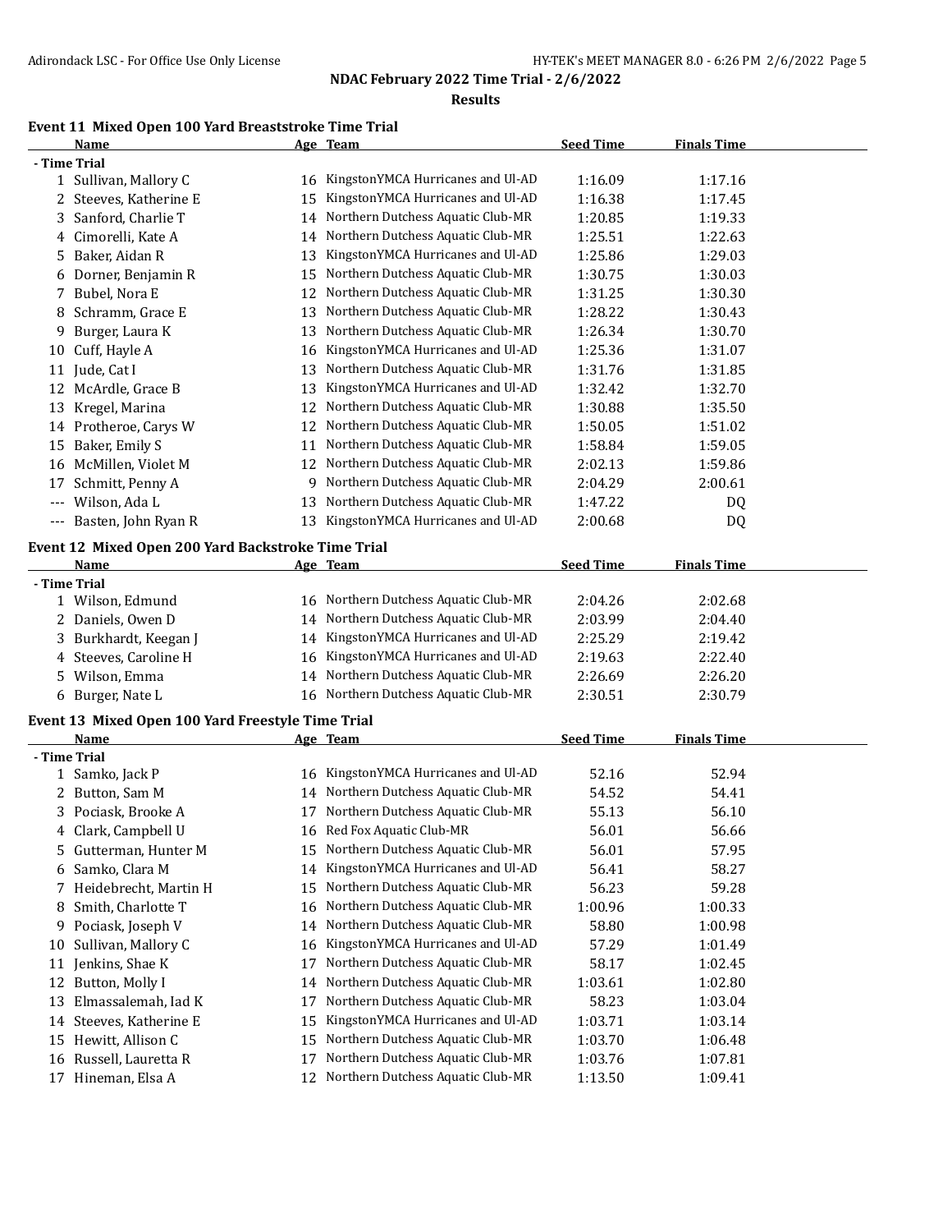## NDAC February 2022 Time Trial - 2/6/2022

### Results

#### Event 11 Mixed Open 100 Yard Breaststroke Time Trial

| | Name | Age | Team | Seed Time | Finals Time |
|---|---|---|---|---|---|
| **- Time Trial** | | | | | |
| 1 | Sullivan, Mallory C | 16 | KingstonYMCA Hurricanes and Ul-AD | 1:16.09 | 1:17.16 |
| 2 | Steeves, Katherine E | 15 | KingstonYMCA Hurricanes and Ul-AD | 1:16.38 | 1:17.45 |
| 3 | Sanford, Charlie T | 14 | Northern Dutchess Aquatic Club-MR | 1:20.85 | 1:19.33 |
| 4 | Cimorelli, Kate A | 14 | Northern Dutchess Aquatic Club-MR | 1:25.51 | 1:22.63 |
| 5 | Baker, Aidan R | 13 | KingstonYMCA Hurricanes and Ul-AD | 1:25.86 | 1:29.03 |
| 6 | Dorner, Benjamin R | 15 | Northern Dutchess Aquatic Club-MR | 1:30.75 | 1:30.03 |
| 7 | Bubel, Nora E | 12 | Northern Dutchess Aquatic Club-MR | 1:31.25 | 1:30.30 |
| 8 | Schramm, Grace E | 13 | Northern Dutchess Aquatic Club-MR | 1:28.22 | 1:30.43 |
| 9 | Burger, Laura K | 13 | Northern Dutchess Aquatic Club-MR | 1:26.34 | 1:30.70 |
| 10 | Cuff, Hayle A | 16 | KingstonYMCA Hurricanes and Ul-AD | 1:25.36 | 1:31.07 |
| 11 | Jude, Cat I | 13 | Northern Dutchess Aquatic Club-MR | 1:31.76 | 1:31.85 |
| 12 | McArdle, Grace B | 13 | KingstonYMCA Hurricanes and Ul-AD | 1:32.42 | 1:32.70 |
| 13 | Kregel, Marina | 12 | Northern Dutchess Aquatic Club-MR | 1:30.88 | 1:35.50 |
| 14 | Protheroe, Carys W | 12 | Northern Dutchess Aquatic Club-MR | 1:50.05 | 1:51.02 |
| 15 | Baker, Emily S | 11 | Northern Dutchess Aquatic Club-MR | 1:58.84 | 1:59.05 |
| 16 | McMillen, Violet M | 12 | Northern Dutchess Aquatic Club-MR | 2:02.13 | 1:59.86 |
| 17 | Schmitt, Penny A | 9 | Northern Dutchess Aquatic Club-MR | 2:04.29 | 2:00.61 |
| --- | Wilson, Ada L | 13 | Northern Dutchess Aquatic Club-MR | 1:47.22 | DQ |
| --- | Basten, John Ryan R | 13 | KingstonYMCA Hurricanes and Ul-AD | 2:00.68 | DQ |

#### Event 12 Mixed Open 200 Yard Backstroke Time Trial

| | Name | Age | Team | Seed Time | Finals Time |
|---|---|---|---|---|---|
| **- Time Trial** | | | | | |
| 1 | Wilson, Edmund | 16 | Northern Dutchess Aquatic Club-MR | 2:04.26 | 2:02.68 |
| 2 | Daniels, Owen D | 14 | Northern Dutchess Aquatic Club-MR | 2:03.99 | 2:04.40 |
| 3 | Burkhardt, Keegan J | 14 | KingstonYMCA Hurricanes and Ul-AD | 2:25.29 | 2:19.42 |
| 4 | Steeves, Caroline H | 16 | KingstonYMCA Hurricanes and Ul-AD | 2:19.63 | 2:22.40 |
| 5 | Wilson, Emma | 14 | Northern Dutchess Aquatic Club-MR | 2:26.69 | 2:26.20 |
| 6 | Burger, Nate L | 16 | Northern Dutchess Aquatic Club-MR | 2:30.51 | 2:30.79 |

#### Event 13 Mixed Open 100 Yard Freestyle Time Trial

| | Name | Age | Team | Seed Time | Finals Time |
|---|---|---|---|---|---|
| **- Time Trial** | | | | | |
| 1 | Samko, Jack P | 16 | KingstonYMCA Hurricanes and Ul-AD | 52.16 | 52.94 |
| 2 | Button, Sam M | 14 | Northern Dutchess Aquatic Club-MR | 54.52 | 54.41 |
| 3 | Pociask, Brooke A | 17 | Northern Dutchess Aquatic Club-MR | 55.13 | 56.10 |
| 4 | Clark, Campbell U | 16 | Red Fox Aquatic Club-MR | 56.01 | 56.66 |
| 5 | Gutterman, Hunter M | 15 | Northern Dutchess Aquatic Club-MR | 56.01 | 57.95 |
| 6 | Samko, Clara M | 14 | KingstonYMCA Hurricanes and Ul-AD | 56.41 | 58.27 |
| 7 | Heidebrecht, Martin H | 15 | Northern Dutchess Aquatic Club-MR | 56.23 | 59.28 |
| 8 | Smith, Charlotte T | 16 | Northern Dutchess Aquatic Club-MR | 1:00.96 | 1:00.33 |
| 9 | Pociask, Joseph V | 14 | Northern Dutchess Aquatic Club-MR | 58.80 | 1:00.98 |
| 10 | Sullivan, Mallory C | 16 | KingstonYMCA Hurricanes and Ul-AD | 57.29 | 1:01.49 |
| 11 | Jenkins, Shae K | 17 | Northern Dutchess Aquatic Club-MR | 58.17 | 1:02.45 |
| 12 | Button, Molly I | 14 | Northern Dutchess Aquatic Club-MR | 1:03.61 | 1:02.80 |
| 13 | Elmassalemah, Iad K | 17 | Northern Dutchess Aquatic Club-MR | 58.23 | 1:03.04 |
| 14 | Steeves, Katherine E | 15 | KingstonYMCA Hurricanes and Ul-AD | 1:03.71 | 1:03.14 |
| 15 | Hewitt, Allison C | 15 | Northern Dutchess Aquatic Club-MR | 1:03.70 | 1:06.48 |
| 16 | Russell, Lauretta R | 17 | Northern Dutchess Aquatic Club-MR | 1:03.76 | 1:07.81 |
| 17 | Hineman, Elsa A | 12 | Northern Dutchess Aquatic Club-MR | 1:13.50 | 1:09.41 |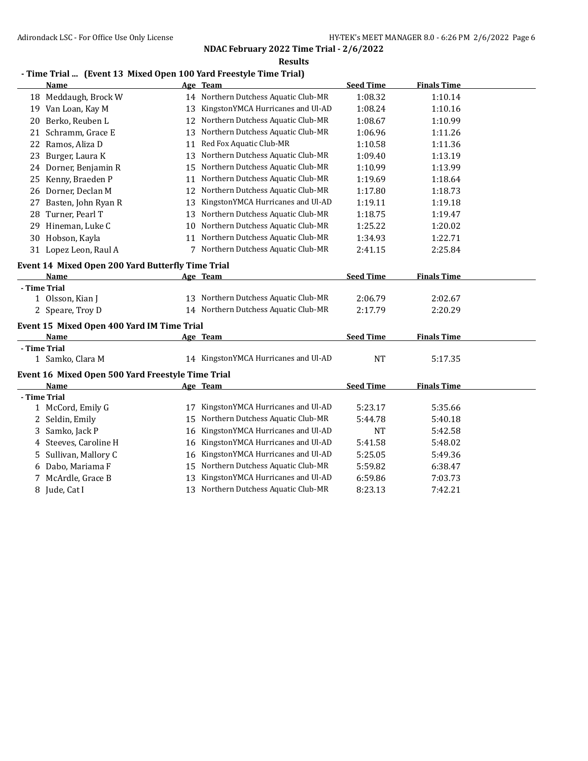NDAC February 2022 Time Trial - 2/6/2022

Results

### - Time Trial ... (Event 13 Mixed Open 100 Yard Freestyle Time Trial)

| | Name | Age | Team | Seed Time | Finals Time |
|---|---|---|---|---|---|
| 18 | Meddaugh, Brock W | 14 | Northern Dutchess Aquatic Club-MR | 1:08.32 | 1:10.14 |
| 19 | Van Loan, Kay M | 13 | KingstonYMCA Hurricanes and Ul-AD | 1:08.24 | 1:10.16 |
| 20 | Berko, Reuben L | 12 | Northern Dutchess Aquatic Club-MR | 1:08.67 | 1:10.99 |
| 21 | Schramm, Grace E | 13 | Northern Dutchess Aquatic Club-MR | 1:06.96 | 1:11.26 |
| 22 | Ramos, Aliza D | 11 | Red Fox Aquatic Club-MR | 1:10.58 | 1:11.36 |
| 23 | Burger, Laura K | 13 | Northern Dutchess Aquatic Club-MR | 1:09.40 | 1:13.19 |
| 24 | Dorner, Benjamin R | 15 | Northern Dutchess Aquatic Club-MR | 1:10.99 | 1:13.99 |
| 25 | Kenny, Braeden P | 11 | Northern Dutchess Aquatic Club-MR | 1:19.69 | 1:18.64 |
| 26 | Dorner, Declan M | 12 | Northern Dutchess Aquatic Club-MR | 1:17.80 | 1:18.73 |
| 27 | Basten, John Ryan R | 13 | KingstonYMCA Hurricanes and Ul-AD | 1:19.11 | 1:19.18 |
| 28 | Turner, Pearl T | 13 | Northern Dutchess Aquatic Club-MR | 1:18.75 | 1:19.47 |
| 29 | Hineman, Luke C | 10 | Northern Dutchess Aquatic Club-MR | 1:25.22 | 1:20.02 |
| 30 | Hobson, Kayla | 11 | Northern Dutchess Aquatic Club-MR | 1:34.93 | 1:22.71 |
| 31 | Lopez Leon, Raul A | 7 | Northern Dutchess Aquatic Club-MR | 2:41.15 | 2:25.84 |

### Event 14 Mixed Open 200 Yard Butterfly Time Trial

| | Name | Age | Team | Seed Time | Finals Time |
|---|---|---|---|---|---|
| - Time Trial | | | | | |
| 1 | Olsson, Kian J | 13 | Northern Dutchess Aquatic Club-MR | 2:06.79 | 2:02.67 |
| 2 | Speare, Troy D | 14 | Northern Dutchess Aquatic Club-MR | 2:17.79 | 2:20.29 |

### Event 15 Mixed Open 400 Yard IM Time Trial

| | Name | Age | Team | Seed Time | Finals Time |
|---|---|---|---|---|---|
| - Time Trial | | | | | |
| 1 | Samko, Clara M | 14 | KingstonYMCA Hurricanes and Ul-AD | NT | 5:17.35 |

### Event 16 Mixed Open 500 Yard Freestyle Time Trial

| | Name | Age | Team | Seed Time | Finals Time |
|---|---|---|---|---|---|
| - Time Trial | | | | | |
| 1 | McCord, Emily G | 17 | KingstonYMCA Hurricanes and Ul-AD | 5:23.17 | 5:35.66 |
| 2 | Seldin, Emily | 15 | Northern Dutchess Aquatic Club-MR | 5:44.78 | 5:40.18 |
| 3 | Samko, Jack P | 16 | KingstonYMCA Hurricanes and Ul-AD | NT | 5:42.58 |
| 4 | Steeves, Caroline H | 16 | KingstonYMCA Hurricanes and Ul-AD | 5:41.58 | 5:48.02 |
| 5 | Sullivan, Mallory C | 16 | KingstonYMCA Hurricanes and Ul-AD | 5:25.05 | 5:49.36 |
| 6 | Dabo, Mariama F | 15 | Northern Dutchess Aquatic Club-MR | 5:59.82 | 6:38.47 |
| 7 | McArdle, Grace B | 13 | KingstonYMCA Hurricanes and Ul-AD | 6:59.86 | 7:03.73 |
| 8 | Jude, Cat I | 13 | Northern Dutchess Aquatic Club-MR | 8:23.13 | 7:42.21 |